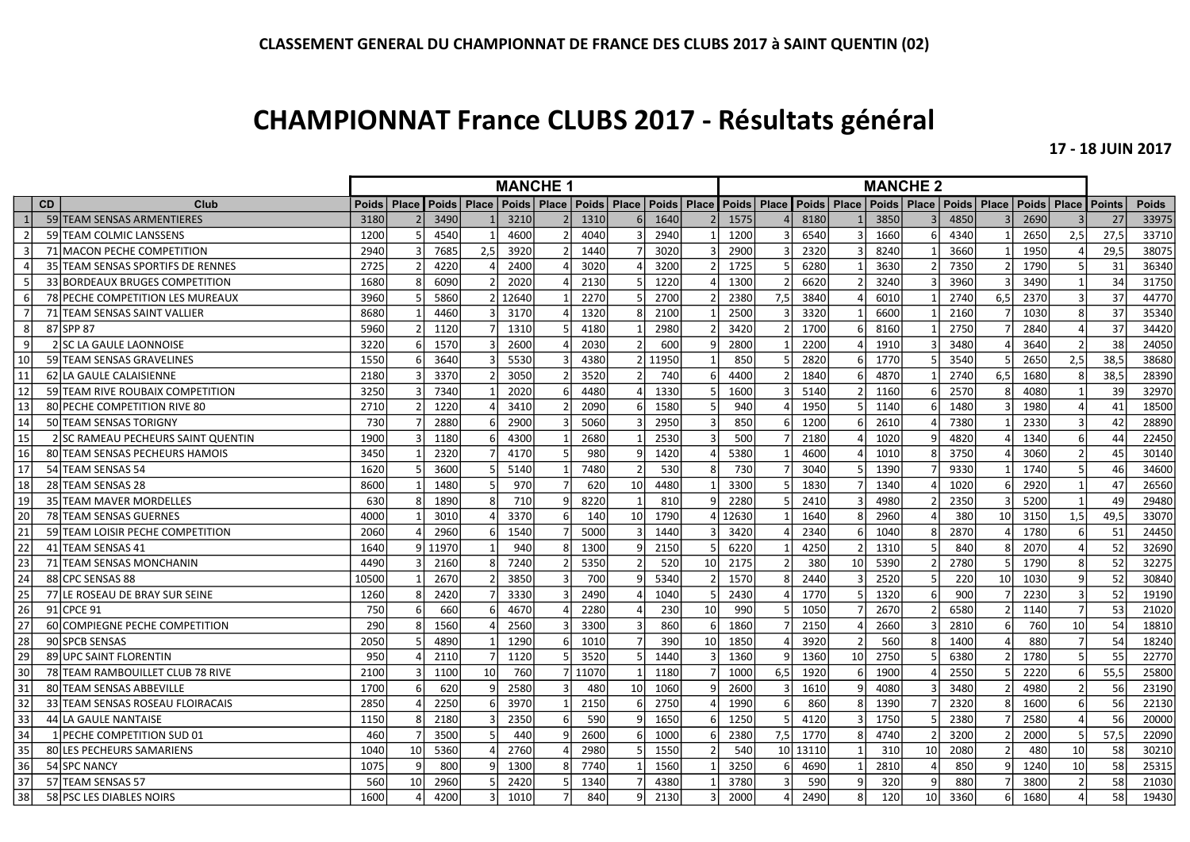**CLASSEMENT GENERAL DU CHAMPIONNAT DE FRANCE DES CLUBS 2017 à SAINT QUENTIN (02)**

# CHAMPIONNAT France CLUBS 2017 - Résultats général

**17 - 18 JUIN 2017**

| | | | MANCHE 1 | | | | | | | | | | MANCHE 2 | | | | | | | | | | | |
|---|---|---|---|---|---|---|---|---|---|---|---|---|---|---|---|---|---|---|---|---|---|---|---|---|
| | CD | Club | Poids | Place | Poids | Place | Poids | Place | Poids | Place | Poids | Place | Poids | Place | Poids | Place | Poids | Place | Poids | Place | Poids | Place | Points | Poids |
| 1 | 59 | TEAM SENSAS ARMENTIERES | 3180 | 2 | 3490 | 1 | 3210 | 2 | 1310 | 6 | 1640 | 2 | 1575 | 4 | 8180 | 1 | 3850 | 3 | 4850 | 3 | 2690 | 3 | 27 | 33975 |
| 2 | 59 | TEAM COLMIC LANSSENS | 1200 | 5 | 4540 | 1 | 4600 | 2 | 4040 | 3 | 2940 | 1 | 1200 | 3 | 6540 | 3 | 1660 | 6 | 4340 | 1 | 2650 | 2,5 | 27,5 | 33710 |
| 3 | 71 | MACON PECHE COMPETITION | 2940 | 3 | 7685 | 2,5 | 3920 | 2 | 1440 | 7 | 3020 | 3 | 2900 | 3 | 2320 | 3 | 8240 | 1 | 3660 | 1 | 1950 | 4 | 29,5 | 38075 |
| 4 | 35 | TEAM SENSAS SPORTIFS DE RENNES | 2725 | 2 | 4220 | 4 | 2400 | 4 | 3020 | 4 | 3200 | 2 | 1725 | 5 | 6280 | 1 | 3630 | 2 | 7350 | 2 | 1790 | 5 | 31 | 36340 |
| 5 | 33 | BORDEAUX BRUGES COMPETITION | 1680 | 8 | 6090 | 2 | 2020 | 4 | 2130 | 5 | 1220 | 4 | 1300 | 2 | 6620 | 2 | 3240 | 3 | 3960 | 3 | 3490 | 1 | 34 | 31750 |
| 6 | 78 | PECHE COMPETITION LES MUREAUX | 3960 | 5 | 5860 | 2 | 12640 | 1 | 2270 | 5 | 2700 | 2 | 2380 | 7,5 | 3840 | 4 | 6010 | 1 | 2740 | 6,5 | 2370 | 3 | 37 | 44770 |
| 7 | 71 | TEAM SENSAS SAINT VALLIER | 8680 | 1 | 4460 | 3 | 3170 | 4 | 1320 | 8 | 2100 | 1 | 2500 | 3 | 3320 | 1 | 6600 | 1 | 2160 | 7 | 1030 | 8 | 37 | 35340 |
| 8 | 87 | SPP 87 | 5960 | 2 | 1120 | 7 | 1310 | 5 | 4180 | 1 | 2980 | 2 | 3420 | 2 | 1700 | 6 | 8160 | 1 | 2750 | 7 | 2840 | 4 | 37 | 34420 |
| 9 | 2 | SC LA GAULE LAONNOISE | 3220 | 6 | 1570 | 3 | 2600 | 4 | 2030 | 2 | 600 | 9 | 2800 | 1 | 2200 | 4 | 1910 | 3 | 3480 | 4 | 3640 | 2 | 38 | 24050 |
| 10 | 59 | TEAM SENSAS GRAVELINES | 1550 | 6 | 3640 | 3 | 5530 | 3 | 4380 | 2 | 11950 | 1 | 850 | 5 | 2820 | 6 | 1770 | 5 | 3540 | 5 | 2650 | 2,5 | 38,5 | 38680 |
| 11 | 62 | LA GAULE CALAISIENNE | 2180 | 3 | 3370 | 2 | 3050 | 3 | 3520 | 2 | 740 | 6 | 4400 | 2 | 1840 | 6 | 4870 | 1 | 2740 | 6,5 | 1680 | 8 | 38,5 | 28390 |
| 12 | 59 | TEAM RIVE ROUBAIX COMPETITION | 3250 | 3 | 7340 | 1 | 2020 | 6 | 4480 | 4 | 1330 | 5 | 1600 | 3 | 5140 | 2 | 1160 | 6 | 2570 | 8 | 4080 | 1 | 39 | 32970 |
| 13 | 80 | PECHE COMPETITION RIVE 80 | 2710 | 2 | 1220 | 4 | 3410 | 2 | 2090 | 6 | 1580 | 5 | 940 | 4 | 1950 | 5 | 1140 | 6 | 1480 | 3 | 1980 | 4 | 41 | 18500 |
| 14 | 50 | TEAM SENSAS TORIGNY | 730 | 7 | 2880 | 6 | 2900 | 3 | 5060 | 3 | 2950 | 3 | 850 | 6 | 1200 | 6 | 2610 | 4 | 7380 | 1 | 2330 | 3 | 42 | 28890 |
| 15 | 2 | SC RAMEAU PECHEURS SAINT QUENTIN | 1900 | 3 | 1180 | 6 | 4300 | 1 | 2680 | 1 | 2530 | 3 | 500 | 7 | 2180 | 4 | 1020 | 9 | 4820 | 4 | 1340 | 6 | 44 | 22450 |
| 16 | 80 | TEAM SENSAS PECHEURS HAMOIS | 3450 | 1 | 2320 | 7 | 4170 | 5 | 980 | 9 | 1420 | 4 | 5380 | 1 | 4600 | 4 | 1010 | 8 | 3750 | 4 | 3060 | 2 | 45 | 30140 |
| 17 | 54 | TEAM SENSAS 54 | 1620 | 5 | 3600 | 5 | 5140 | 1 | 7480 | 2 | 530 | 8 | 730 | 7 | 3040 | 5 | 1390 | 7 | 9330 | 1 | 1740 | 5 | 46 | 34600 |
| 18 | 28 | TEAM SENSAS 28 | 8600 | 1 | 1480 | 5 | 970 | 7 | 620 | 10 | 4480 | 1 | 3300 | 5 | 1830 | 7 | 1340 | 4 | 1020 | 6 | 2920 | 1 | 47 | 26560 |
| 19 | 35 | TEAM MAVER MORDELLES | 630 | 8 | 1890 | 8 | 710 | 9 | 8220 | 1 | 810 | 9 | 2280 | 5 | 2410 | 3 | 4980 | 2 | 2350 | 3 | 5200 | 1 | 49 | 29480 |
| 20 | 78 | TEAM SENSAS GUERNES | 4000 | 1 | 3010 | 4 | 3370 | 6 | 140 | 10 | 1790 | 4 | 12630 | 1 | 1640 | 8 | 2960 | 4 | 380 | 10 | 3150 | 1,5 | 49,5 | 33070 |
| 21 | 59 | TEAM LOISIR PECHE COMPETITION | 2060 | 4 | 2960 | 6 | 1540 | 7 | 5000 | 3 | 1440 | 3 | 3420 | 4 | 2340 | 6 | 1040 | 8 | 2870 | 4 | 1780 | 6 | 51 | 24450 |
| 22 | 41 | TEAM SENSAS 41 | 1640 | 9 | 11970 | 1 | 940 | 8 | 1300 | 9 | 2150 | 5 | 6220 | 1 | 4250 | 2 | 1310 | 5 | 840 | 8 | 2070 | 4 | 52 | 32690 |
| 23 | 71 | TEAM SENSAS MONCHANIN | 4490 | 3 | 2160 | 8 | 7240 | 2 | 5350 | 2 | 520 | 10 | 2175 | 2 | 380 | 10 | 5390 | 2 | 2780 | 5 | 1790 | 8 | 52 | 32275 |
| 24 | 88 | CPC SENSAS 88 | 10500 | 1 | 2670 | 2 | 3850 | 3 | 700 | 9 | 5340 | 2 | 1570 | 8 | 2440 | 3 | 2520 | 5 | 220 | 10 | 1030 | 9 | 52 | 30840 |
| 25 | 77 | LE ROSEAU DE BRAY SUR SEINE | 1260 | 8 | 2420 | 7 | 3330 | 3 | 2490 | 4 | 1040 | 5 | 2430 | 4 | 1770 | 5 | 1320 | 6 | 900 | 7 | 2230 | 3 | 52 | 19190 |
| 26 | 91 | CPCE 91 | 750 | 6 | 660 | 6 | 4670 | 4 | 2280 | 4 | 230 | 10 | 990 | 5 | 1050 | 7 | 2670 | 2 | 6580 | 2 | 1140 | 7 | 53 | 21020 |
| 27 | 60 | COMPIEGNE PECHE COMPETITION | 290 | 8 | 1560 | 4 | 2560 | 3 | 3300 | 3 | 860 | 6 | 1860 | 7 | 2150 | 4 | 2660 | 3 | 2810 | 6 | 760 | 10 | 54 | 18810 |
| 28 | 90 | SPCB SENSAS | 2050 | 5 | 4890 | 1 | 1290 | 6 | 1010 | 7 | 390 | 10 | 1850 | 4 | 3920 | 2 | 560 | 8 | 1400 | 4 | 880 | 7 | 54 | 18240 |
| 29 | 89 | UPC SAINT FLORENTIN | 950 | 4 | 2110 | 7 | 1120 | 5 | 3520 | 5 | 1440 | 3 | 1360 | 9 | 1360 | 10 | 2750 | 5 | 6380 | 2 | 1780 | 5 | 55 | 22770 |
| 30 | 78 | TEAM RAMBOUILLET CLUB 78 RIVE | 2100 | 3 | 1100 | 10 | 760 | 7 | 11070 | 1 | 1180 | 7 | 1000 | 6,5 | 1920 | 6 | 1900 | 4 | 2550 | 5 | 2220 | 6 | 55,5 | 25800 |
| 31 | 80 | TEAM SENSAS ABBEVILLE | 1700 | 6 | 620 | 9 | 2580 | 3 | 480 | 10 | 1060 | 9 | 2600 | 3 | 1610 | 9 | 4080 | 3 | 3480 | 2 | 4980 | 2 | 56 | 23190 |
| 32 | 33 | TEAM SENSAS ROSEAU FLOIRACAIS | 2850 | 4 | 2250 | 6 | 3970 | 1 | 2150 | 6 | 2750 | 4 | 1990 | 6 | 860 | 8 | 1390 | 7 | 2320 | 8 | 1600 | 6 | 56 | 22130 |
| 33 | 44 | LA GAULE NANTAISE | 1150 | 8 | 2180 | 3 | 2350 | 6 | 590 | 9 | 1650 | 6 | 1250 | 5 | 4120 | 3 | 1750 | 5 | 2380 | 7 | 2580 | 4 | 56 | 20000 |
| 34 | 1 | PECHE COMPETITION SUD 01 | 460 | 7 | 3500 | 5 | 440 | 9 | 2600 | 6 | 1000 | 6 | 2380 | 7,5 | 1770 | 8 | 4740 | 2 | 3200 | 2 | 2000 | 5 | 57,5 | 22090 |
| 35 | 80 | LES PECHEURS SAMARIENS | 1040 | 10 | 5360 | 4 | 2760 | 4 | 2980 | 5 | 1550 | 2 | 540 | 10 | 13110 | 1 | 310 | 10 | 2080 | 2 | 480 | 10 | 58 | 30210 |
| 36 | 54 | SPC NANCY | 1075 | 9 | 800 | 9 | 1300 | 8 | 7740 | 1 | 1560 | 1 | 3250 | 6 | 4690 | 1 | 2810 | 4 | 850 | 9 | 1240 | 10 | 58 | 25315 |
| 37 | 57 | TEAM SENSAS 57 | 560 | 10 | 2960 | 5 | 2420 | 5 | 1340 | 7 | 4380 | 1 | 3780 | 3 | 590 | 9 | 320 | 9 | 880 | 7 | 3800 | 2 | 58 | 21030 |
| 38 | 58 | PSC LES DIABLES NOIRS | 1600 | 4 | 4200 | 3 | 1010 | 7 | 840 | 9 | 2130 | 3 | 2000 | 4 | 2490 | 8 | 120 | 10 | 3360 | 6 | 1680 | 4 | 58 | 19430 |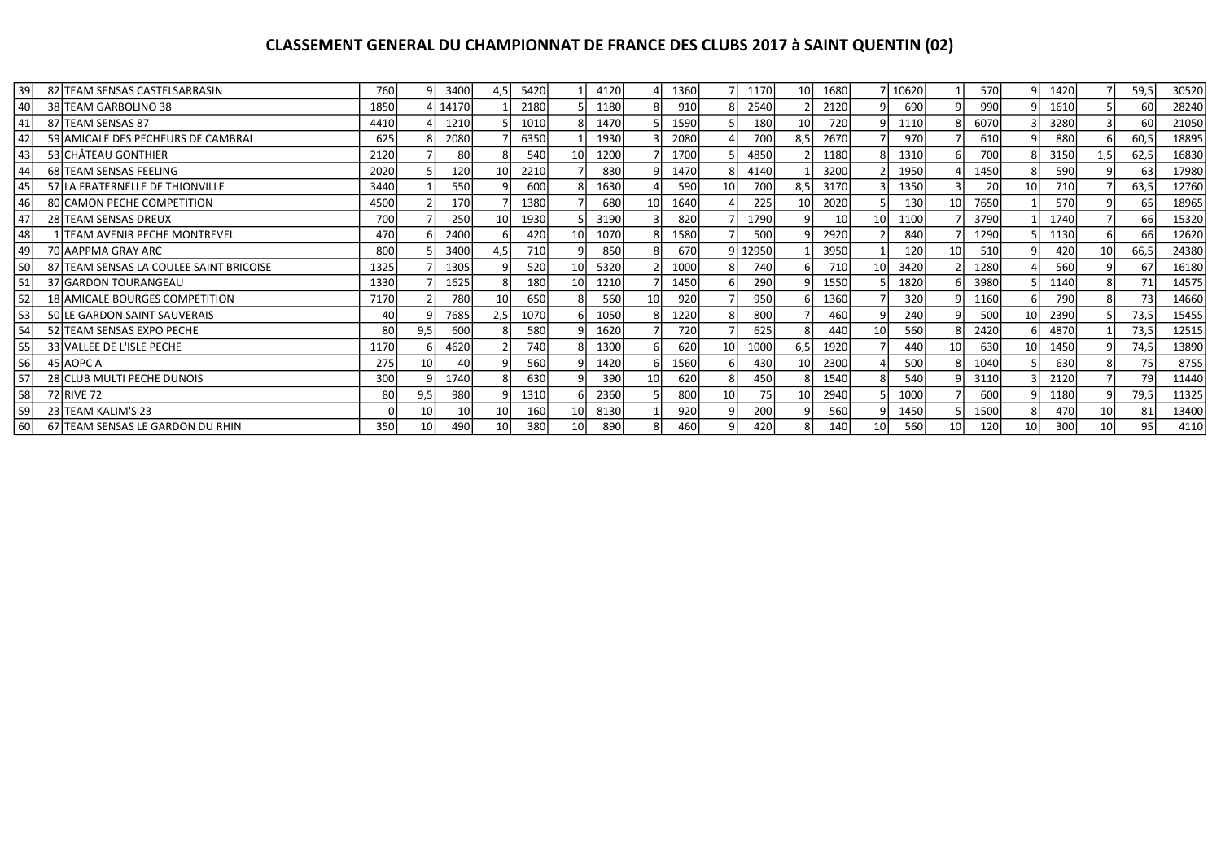# CLASSEMENT GENERAL DU CHAMPIONNAT DE FRANCE DES CLUBS 2017 à SAINT QUENTIN (02)

| | | | | | | | | | | | | | | | | | | | | | | | | |
|---|---|---|---|---|---|---|---|---|---|---|---|---|---|---|---|---|---|---|---|---|---|---|---|---|
| 39 | 82 | TEAM SENSAS CASTELSARRASIN | 760 | 9 | 3400 | 4,5 | 5420 | 1 | 4120 | 4 | 1360 | 7 | 1170 | 10 | 1680 | 7 | 10620 | 1 | 570 | 9 | 1420 | 7 | 59,5 | 30520 |
| 40 | 38 | TEAM GARBOLINO 38 | 1850 | 4 | 14170 | 1 | 2180 | 5 | 1180 | 8 | 910 | 8 | 2540 | 2 | 2120 | 9 | 690 | 9 | 990 | 9 | 1610 | 5 | 60 | 28240 |
| 41 | 87 | TEAM SENSAS 87 | 4410 | 4 | 1210 | 5 | 1010 | 8 | 1470 | 5 | 1590 | 5 | 180 | 10 | 720 | 9 | 1110 | 8 | 6070 | 3 | 3280 | 3 | 60 | 21050 |
| 42 | 59 | AMICALE DES PECHEURS DE CAMBRAI | 625 | 8 | 2080 | 7 | 6350 | 1 | 1930 | 3 | 2080 | 4 | 700 | 8,5 | 2670 | 7 | 970 | 7 | 610 | 9 | 880 | 6 | 60,5 | 18895 |
| 43 | 53 | CHÂTEAU GONTHIER | 2120 | 7 | 80 | 8 | 540 | 10 | 1200 | 7 | 1700 | 5 | 4850 | 2 | 1180 | 8 | 1310 | 6 | 700 | 8 | 3150 | 1,5 | 62,5 | 16830 |
| 44 | 68 | TEAM SENSAS FEELING | 2020 | 5 | 120 | 10 | 2210 | 7 | 830 | 9 | 1470 | 8 | 4140 | 1 | 3200 | 2 | 1950 | 4 | 1450 | 8 | 590 | 9 | 63 | 17980 |
| 45 | 57 | LA FRATERNELLE DE THIONVILLE | 3440 | 1 | 550 | 9 | 600 | 8 | 1630 | 4 | 590 | 10 | 700 | 8,5 | 3170 | 3 | 1350 | 3 | 20 | 10 | 710 | 7 | 63,5 | 12760 |
| 46 | 80 | CAMON PECHE COMPETITION | 4500 | 2 | 170 | 7 | 1380 | 7 | 680 | 10 | 1640 | 4 | 225 | 10 | 2020 | 5 | 130 | 10 | 7650 | 1 | 570 | 9 | 65 | 18965 |
| 47 | 28 | TEAM SENSAS DREUX | 700 | 7 | 250 | 10 | 1930 | 5 | 3190 | 3 | 820 | 7 | 1790 | 9 | 10 | 10 | 1100 | 7 | 3790 | 1 | 1740 | 7 | 66 | 15320 |
| 48 | 1 | TEAM AVENIR PECHE MONTREVEL | 470 | 6 | 2400 | 6 | 420 | 10 | 1070 | 8 | 1580 | 7 | 500 | 9 | 2920 | 2 | 840 | 7 | 1290 | 5 | 1130 | 6 | 66 | 12620 |
| 49 | 70 | AAPPMA GRAY ARC | 800 | 5 | 3400 | 4,5 | 710 | 9 | 850 | 8 | 670 | 9 | 12950 | 1 | 3950 | 1 | 120 | 10 | 510 | 9 | 420 | 10 | 66,5 | 24380 |
| 50 | 87 | TEAM SENSAS LA COULEE SAINT BRICOISE | 1325 | 7 | 1305 | 9 | 520 | 10 | 5320 | 2 | 1000 | 8 | 740 | 6 | 710 | 10 | 3420 | 2 | 1280 | 4 | 560 | 9 | 67 | 16180 |
| 51 | 37 | GARDON TOURANGEAU | 1330 | 7 | 1625 | 8 | 180 | 10 | 1210 | 7 | 1450 | 6 | 290 | 9 | 1550 | 5 | 1820 | 6 | 3980 | 5 | 1140 | 8 | 71 | 14575 |
| 52 | 18 | AMICALE BOURGES COMPETITION | 7170 | 2 | 780 | 10 | 650 | 8 | 560 | 10 | 920 | 7 | 950 | 6 | 1360 | 7 | 320 | 9 | 1160 | 6 | 790 | 8 | 73 | 14660 |
| 53 | 50 | LE GARDON SAINT SAUVERAIS | 40 | 9 | 7685 | 2,5 | 1070 | 6 | 1050 | 8 | 1220 | 8 | 800 | 7 | 460 | 9 | 240 | 9 | 500 | 10 | 2390 | 5 | 73,5 | 15455 |
| 54 | 52 | TEAM SENSAS EXPO PECHE | 80 | 9,5 | 600 | 8 | 580 | 9 | 1620 | 7 | 720 | 7 | 625 | 8 | 440 | 10 | 560 | 8 | 2420 | 6 | 4870 | 1 | 73,5 | 12515 |
| 55 | 33 | VALLEE DE L'ISLE PECHE | 1170 | 6 | 4620 | 2 | 740 | 8 | 1300 | 6 | 620 | 10 | 1000 | 6,5 | 1920 | 7 | 440 | 10 | 630 | 10 | 1450 | 9 | 74,5 | 13890 |
| 56 | 45 | AOPC A | 275 | 10 | 40 | 9 | 560 | 9 | 1420 | 6 | 1560 | 6 | 430 | 10 | 2300 | 4 | 500 | 8 | 1040 | 5 | 630 | 8 | 75 | 8755 |
| 57 | 28 | CLUB MULTI PECHE DUNOIS | 300 | 9 | 1740 | 8 | 630 | 9 | 390 | 10 | 620 | 8 | 450 | 8 | 1540 | 8 | 540 | 9 | 3110 | 3 | 2120 | 7 | 79 | 11440 |
| 58 | 72 | RIVE 72 | 80 | 9,5 | 980 | 9 | 1310 | 6 | 2360 | 5 | 800 | 10 | 75 | 10 | 2940 | 5 | 1000 | 7 | 600 | 9 | 1180 | 9 | 79,5 | 11325 |
| 59 | 23 | TEAM KALIM'S 23 | 0 | 10 | 10 | 10 | 160 | 10 | 8130 | 1 | 920 | 9 | 200 | 9 | 560 | 9 | 1450 | 5 | 1500 | 8 | 470 | 10 | 81 | 13400 |
| 60 | 67 | TEAM SENSAS LE GARDON DU RHIN | 350 | 10 | 490 | 10 | 380 | 10 | 890 | 8 | 460 | 9 | 420 | 8 | 140 | 10 | 560 | 10 | 120 | 10 | 300 | 10 | 95 | 4110 |